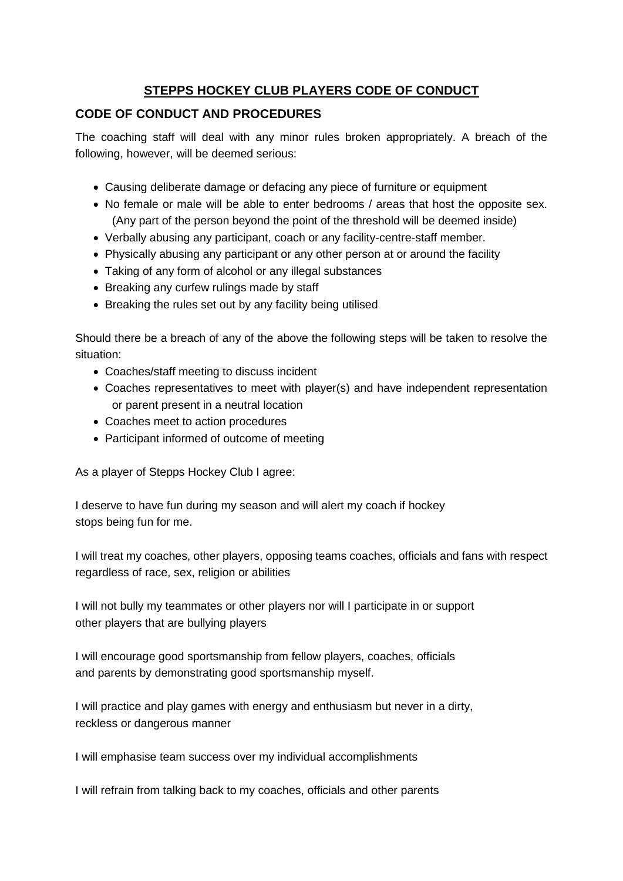# STEPPS HOCKEY CLUB PLAYERS CODE OF CONDUCT

## CODE OF CONDUCT AND PROCEDURES

The coaching staff will deal with any minor rules broken appropriately. A breach of the following, however, will be deemed serious:

- Causing deliberate damage or defacing any piece of furniture or equipment
- No female or male will be able to enter bedrooms / areas that host the opposite sex. (Any part of the person beyond the point of the threshold will be deemed inside)
- Verbally abusing any participant, coach or any facility-centre-staff member.
- Physically abusing any participant or any other person at or around the facility
- Taking of any form of alcohol or any illegal substances
- Breaking any curfew rulings made by staff
- Breaking the rules set out by any facility being utilised

Should there be a breach of any of the above the following steps will be taken to resolve the situation:

- Coaches/staff meeting to discuss incident
- Coaches representatives to meet with player(s) and have independent representation or parent present in a neutral location
- Coaches meet to action procedures
- Participant informed of outcome of meeting

As a player of Stepps Hockey Club I agree:

I deserve to have fun during my season and will alert my coach if hockey stops being fun for me.

I will treat my coaches, other players, opposing teams coaches, officials and fans with respect regardless of race, sex, religion or abilities

I will not bully my teammates or other players nor will I participate in or support other players that are bullying players

I will encourage good sportsmanship from fellow players, coaches, officials and parents by demonstrating good sportsmanship myself.

I will practice and play games with energy and enthusiasm but never in a dirty, reckless or dangerous manner

I will emphasise team success over my individual accomplishments

I will refrain from talking back to my coaches, officials and other parents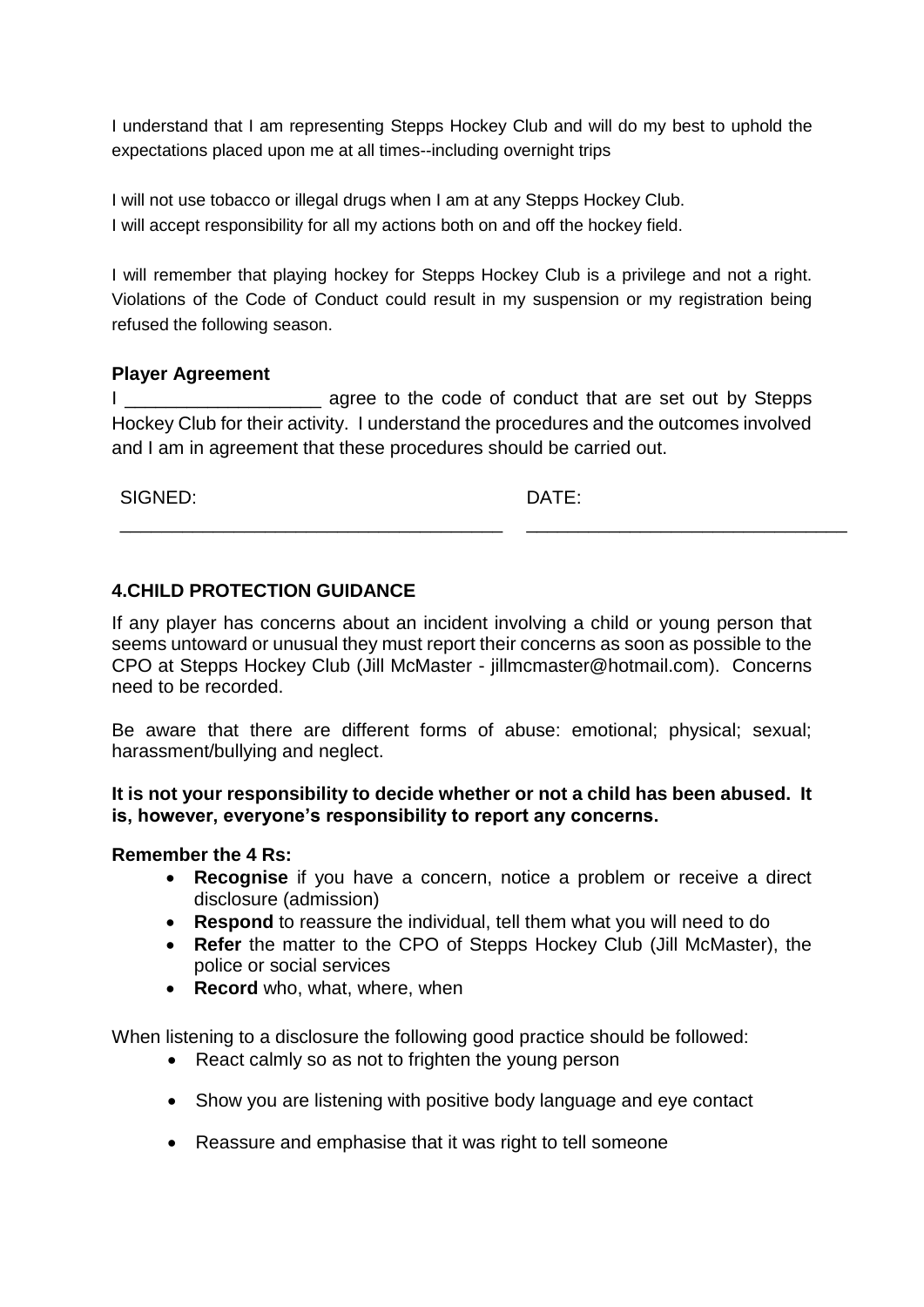I understand that I am representing Stepps Hockey Club and will do my best to uphold the expectations placed upon me at all times--including overnight trips

I will not use tobacco or illegal drugs when I am at any Stepps Hockey Club.
I will accept responsibility for all my actions both on and off the hockey field.

I will remember that playing hockey for Stepps Hockey Club is a privilege and not a right. Violations of the Code of Conduct could result in my suspension or my registration being refused the following season.

**Player Agreement**

I ___________________ agree to the code of conduct that are set out by Stepps Hockey Club for their activity. I understand the procedures and the outcomes involved and I am in agreement that these procedures should be carried out.

SIGNED: _____________________________________ DATE: _______________________________

### 4.CHILD PROTECTION GUIDANCE

If any player has concerns about an incident involving a child or young person that seems untoward or unusual they must report their concerns as soon as possible to the CPO at Stepps Hockey Club (Jill McMaster - jillmcmaster@hotmail.com). Concerns need to be recorded.

Be aware that there are different forms of abuse: emotional; physical; sexual; harassment/bullying and neglect.

**It is not your responsibility to decide whether or not a child has been abused. It is, however, everyone's responsibility to report any concerns.**

**Remember the 4 Rs:**

- **Recognise** if you have a concern, notice a problem or receive a direct disclosure (admission)
- **Respond** to reassure the individual, tell them what you will need to do
- **Refer** the matter to the CPO of Stepps Hockey Club (Jill McMaster), the police or social services
- **Record** who, what, where, when

When listening to a disclosure the following good practice should be followed:

- React calmly so as not to frighten the young person
- Show you are listening with positive body language and eye contact
- Reassure and emphasise that it was right to tell someone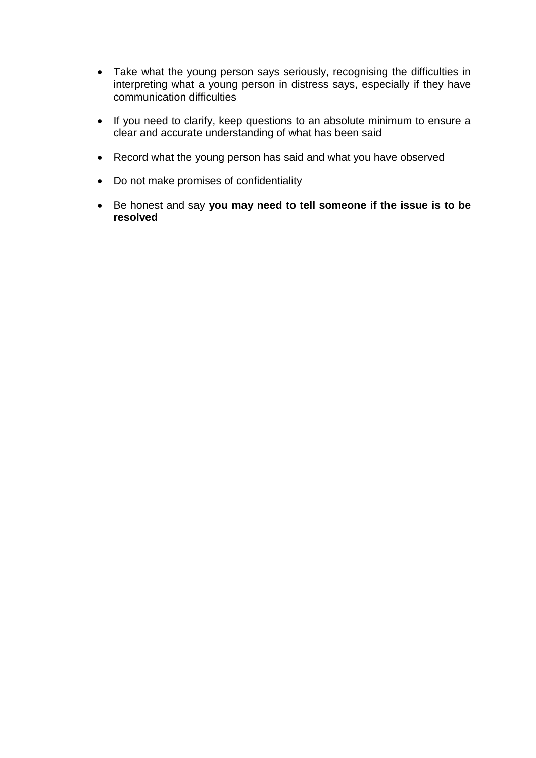- Take what the young person says seriously, recognising the difficulties in interpreting what a young person in distress says, especially if they have communication difficulties
- If you need to clarify, keep questions to an absolute minimum to ensure a clear and accurate understanding of what has been said
- Record what the young person has said and what you have observed
- Do not make promises of confidentiality
- Be honest and say **you may need to tell someone if the issue is to be resolved**